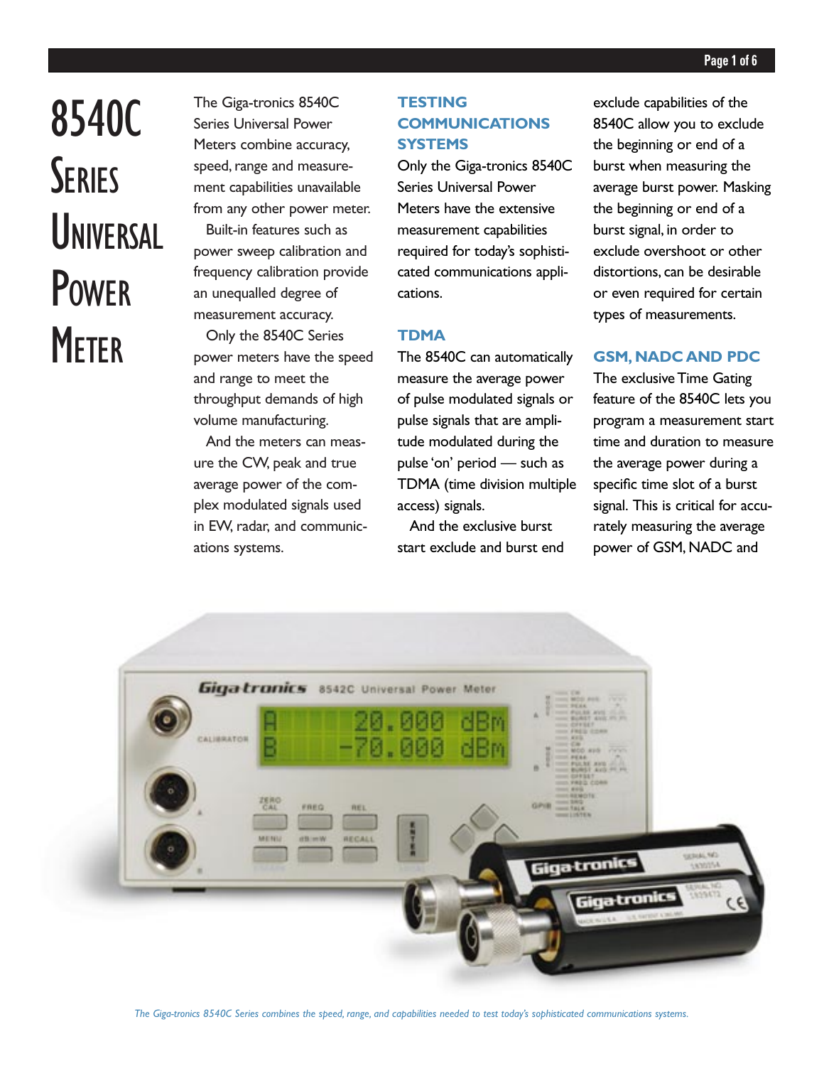# 8540C Series Universal Power Meter

The Giga-tronics 8540C Series Universal Power Meters combine accuracy, speed, range and measurement capabilities unavailable from any other power meter.

Built-in features such as power sweep calibration and frequency calibration provide an unequalled degree of measurement accuracy.

Only the 8540C Series power meters have the speed and range to meet the throughput demands of high volume manufacturing.

And the meters can measure the CW, peak and true average power of the complex modulated signals used in EW, radar, and communications systems.

## TESTING COMMUNICATIONS SYSTEMS

Only the Giga-tronics 8540C Series Universal Power Meters have the extensive measurement capabilities required for today's sophisticated communications applications.

## TDMA

The 8540C can automatically measure the average power of pulse modulated signals or pulse signals that are amplitude modulated during the pulse 'on' period — such as TDMA (time division multiple access) signals.

And the exclusive burst start exclude and burst end exclude capabilities of the 8540C allow you to exclude the beginning or end of a burst when measuring the average burst power. Masking the beginning or end of a burst signal, in order to exclude overshoot or other distortions, can be desirable or even required for certain types of measurements.

## GSM, NADC AND PDC

The exclusive Time Gating feature of the 8540C lets you program a measurement start time and duration to measure the average power during a specific time slot of a burst signal. This is critical for accurately measuring the average power of GSM, NADC and

*The Giga-tronics 8540C Series combines the speed, range, and capabilities needed to test today's sophisticated communications systems.*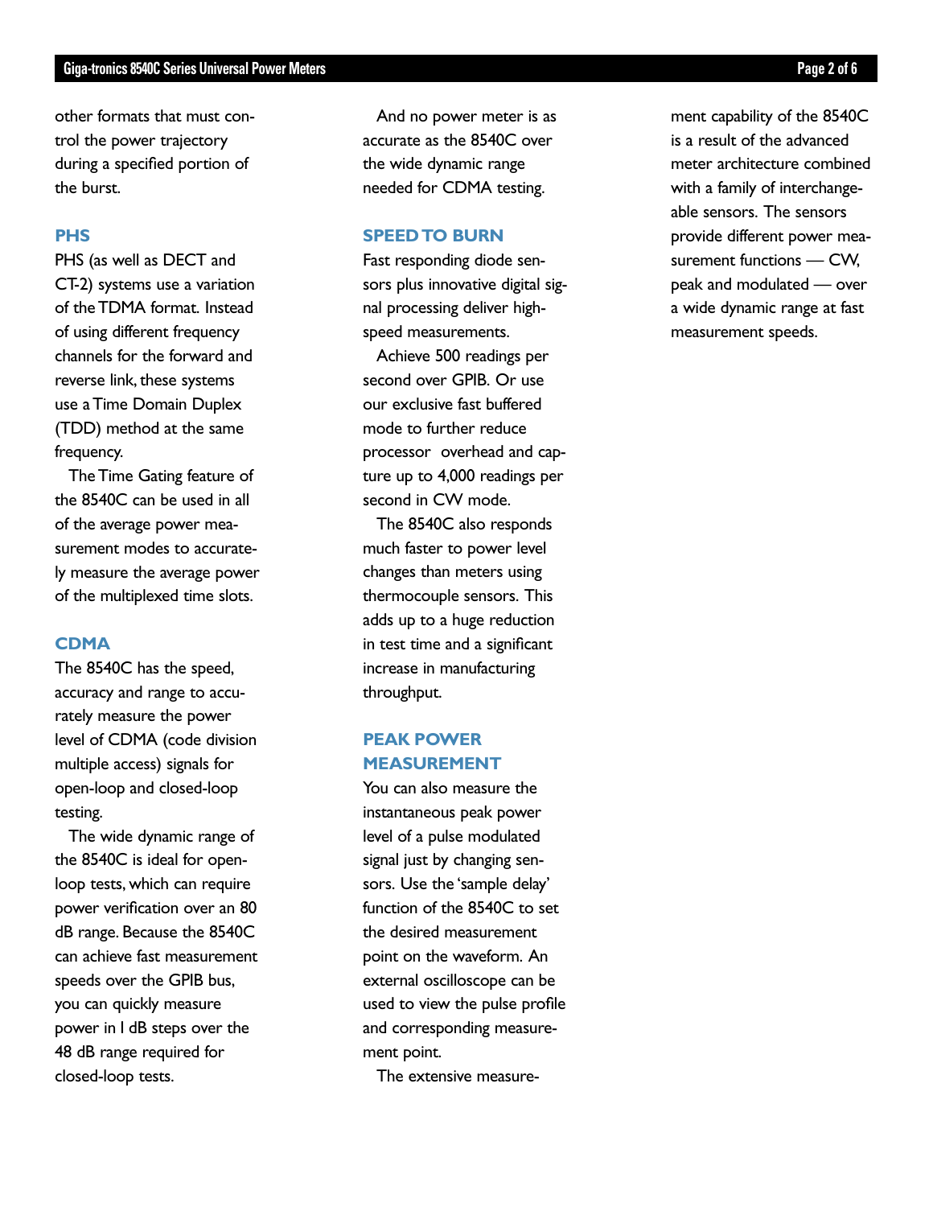other formats that must control the power trajectory during a specified portion of the burst.

### PHS

PHS (as well as DECT and CT-2) systems use a variation of the TDMA format. Instead of using different frequency channels for the forward and reverse link, these systems use a Time Domain Duplex (TDD) method at the same frequency.

The Time Gating feature of the 8540C can be used in all of the average power measurement modes to accurately measure the average power of the multiplexed time slots.

### CDMA

The 8540C has the speed, accuracy and range to accurately measure the power level of CDMA (code division multiple access) signals for open-loop and closed-loop testing.

The wide dynamic range of the 8540C is ideal for open-loop tests, which can require power verification over an 80 dB range. Because the 8540C can achieve fast measurement speeds over the GPIB bus, you can quickly measure power in 1 dB steps over the 48 dB range required for closed-loop tests.

And no power meter is as accurate as the 8540C over the wide dynamic range needed for CDMA testing.

### SPEED TO BURN

Fast responding diode sensors plus innovative digital signal processing deliver high-speed measurements.

Achieve 500 readings per second over GPIB. Or use our exclusive fast buffered mode to further reduce processor overhead and capture up to 4,000 readings per second in CW mode.

The 8540C also responds much faster to power level changes than meters using thermocouple sensors. This adds up to a huge reduction in test time and a significant increase in manufacturing throughput.

### PEAK POWER MEASUREMENT

You can also measure the instantaneous peak power level of a pulse modulated signal just by changing sensors. Use the 'sample delay' function of the 8540C to set the desired measurement point on the waveform. An external oscilloscope can be used to view the pulse profile and corresponding measurement point.

The extensive measurement capability of the 8540C is a result of the advanced meter architecture combined with a family of interchangeable sensors. The sensors provide different power measurement functions — CW, peak and modulated — over a wide dynamic range at fast measurement speeds.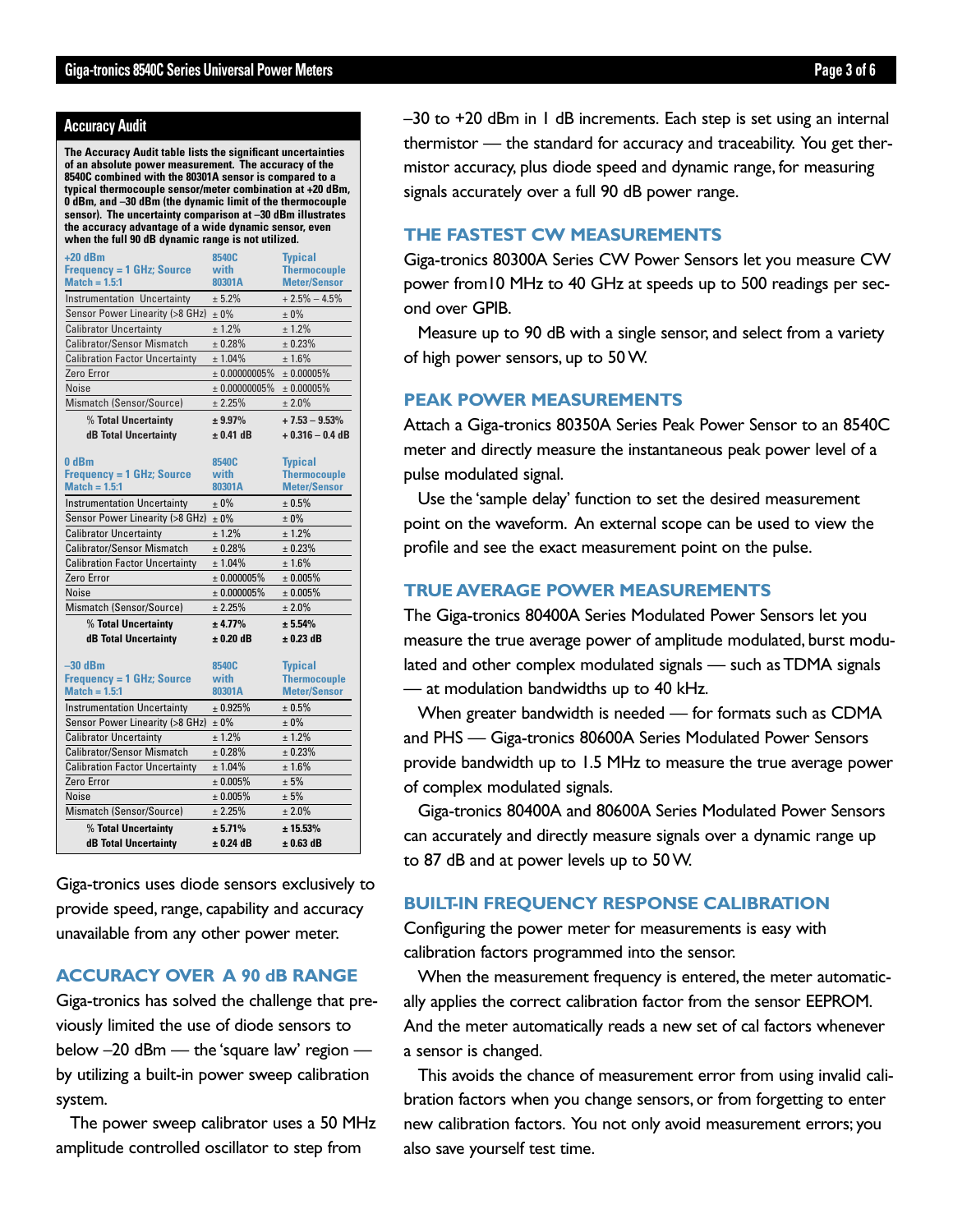## Accuracy Audit

**The Accuracy Audit table lists the significant uncertainties of an absolute power measurement. The accuracy of the 8540C combined with the 80301A sensor is compared to a typical thermocouple sensor/meter combination at +20 dBm, 0 dBm, and –30 dBm (the dynamic limit of the thermocouple sensor). The uncertainty comparison at –30 dBm illustrates the accuracy advantage of a wide dynamic sensor, even when the full 90 dB dynamic range is not utilized.**

| +20 dBm Frequency = 1 GHz; Source Match = 1.5:1 | 8540C with 80301A | Typical Thermocouple Meter/Sensor |
|---|---|---|
| Instrumentation Uncertainty | ± 5.2% | + 2.5% – 4.5% |
| Sensor Power Linearity (>8 GHz) | ± 0% | ± 0% |
| Calibrator Uncertainty | ± 1.2% | ± 1.2% |
| Calibrator/Sensor Mismatch | ± 0.28% | ± 0.23% |
| Calibration Factor Uncertainty | ± 1.04% | ± 1.6% |
| Zero Error | ± 0.00000005% | ± 0.00005% |
| Noise | ± 0.00000005% | ± 0.00005% |
| Mismatch (Sensor/Source) | ± 2.25% | ± 2.0% |
| **% Total Uncertainty** | **± 9.97%** | **+ 7.53 – 9.53%** |
| **dB Total Uncertainty** | **± 0.41 dB** | **+ 0.316 – 0.4 dB** |

| 0 dBm Frequency = 1 GHz; Source Match = 1.5:1 | 8540C with 80301A | Typical Thermocouple Meter/Sensor |
|---|---|---|
| Instrumentation Uncertainty | ± 0% | ± 0.5% |
| Sensor Power Linearity (>8 GHz) | ± 0% | ± 0% |
| Calibrator Uncertainty | ± 1.2% | ± 1.2% |
| Calibrator/Sensor Mismatch | ± 0.28% | ± 0.23% |
| Calibration Factor Uncertainty | ± 1.04% | ± 1.6% |
| Zero Error | ± 0.000005% | ± 0.005% |
| Noise | ± 0.000005% | ± 0.005% |
| Mismatch (Sensor/Source) | ± 2.25% | ± 2.0% |
| **% Total Uncertainty** | **± 4.77%** | **± 5.54%** |
| **dB Total Uncertainty** | **± 0.20 dB** | **± 0.23 dB** |

| –30 dBm Frequency = 1 GHz; Source Match = 1.5:1 | 8540C with 80301A | Typical Thermocouple Meter/Sensor |
|---|---|---|
| Instrumentation Uncertainty | ± 0.925% | ± 0.5% |
| Sensor Power Linearity (>8 GHz) | ± 0% | ± 0% |
| Calibrator Uncertainty | ± 1.2% | ± 1.2% |
| Calibrator/Sensor Mismatch | ± 0.28% | ± 0.23% |
| Calibration Factor Uncertainty | ± 1.04% | ± 1.6% |
| Zero Error | ± 0.005% | ± 5% |
| Noise | ± 0.005% | ± 5% |
| Mismatch (Sensor/Source) | ± 2.25% | ± 2.0% |
| **% Total Uncertainty** | **± 5.71%** | **± 15.53%** |
| **dB Total Uncertainty** | **± 0.24 dB** | **± 0.63 dB** |

Giga-tronics uses diode sensors exclusively to provide speed, range, capability and accuracy unavailable from any other power meter.

## ACCURACY OVER A 90 dB RANGE

Giga-tronics has solved the challenge that previously limited the use of diode sensors to below –20 dBm — the 'square law' region — by utilizing a built-in power sweep calibration system.

The power sweep calibrator uses a 50 MHz amplitude controlled oscillator to step from –30 to +20 dBm in 1 dB increments. Each step is set using an internal thermistor — the standard for accuracy and traceability. You get thermistor accuracy, plus diode speed and dynamic range, for measuring signals accurately over a full 90 dB power range.

## THE FASTEST CW MEASUREMENTS

Giga-tronics 80300A Series CW Power Sensors let you measure CW power from10 MHz to 40 GHz at speeds up to 500 readings per second over GPIB.

Measure up to 90 dB with a single sensor, and select from a variety of high power sensors, up to 50 W.

## PEAK POWER MEASUREMENTS

Attach a Giga-tronics 80350A Series Peak Power Sensor to an 8540C meter and directly measure the instantaneous peak power level of a pulse modulated signal.

Use the 'sample delay' function to set the desired measurement point on the waveform. An external scope can be used to view the profile and see the exact measurement point on the pulse.

## TRUE AVERAGE POWER MEASUREMENTS

The Giga-tronics 80400A Series Modulated Power Sensors let you measure the true average power of amplitude modulated, burst modulated and other complex modulated signals — such as TDMA signals — at modulation bandwidths up to 40 kHz.

When greater bandwidth is needed — for formats such as CDMA and PHS — Giga-tronics 80600A Series Modulated Power Sensors provide bandwidth up to 1.5 MHz to measure the true average power of complex modulated signals.

Giga-tronics 80400A and 80600A Series Modulated Power Sensors can accurately and directly measure signals over a dynamic range up to 87 dB and at power levels up to 50 W.

## BUILT-IN FREQUENCY RESPONSE CALIBRATION

Configuring the power meter for measurements is easy with calibration factors programmed into the sensor.

When the measurement frequency is entered, the meter automatically applies the correct calibration factor from the sensor EEPROM. And the meter automatically reads a new set of cal factors whenever a sensor is changed.

This avoids the chance of measurement error from using invalid calibration factors when you change sensors, or from forgetting to enter new calibration factors. You not only avoid measurement errors; you also save yourself test time.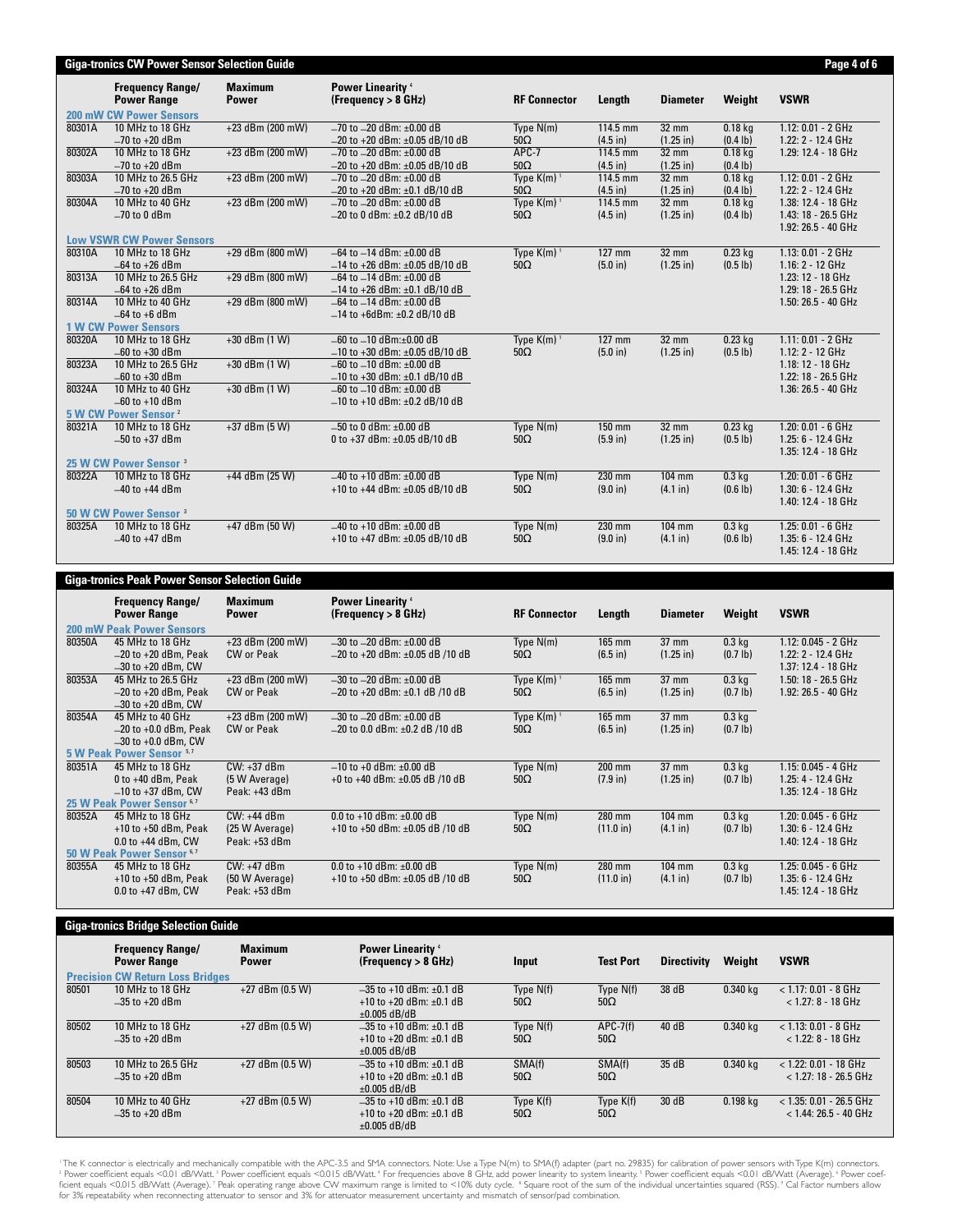## Giga-tronics CW Power Sensor Selection Guide

| | Frequency Range/ Power Range | Maximum Power | Power Linearity [4] (Frequency > 8 GHz) | RF Connector | Length | Diameter | Weight | VSWR |
|---|---|---|---|---|---|---|---|---|
| **200 mW CW Power Sensors** | | | | | | | | |
| 80301A | 10 MHz to 18 GHz<br>–70 to +20 dBm | +23 dBm (200 mW) | –70 to –20 dBm: ±0.00 dB<br>–20 to +20 dBm: ±0.05 dB/10 dB | Type N(m)<br>50Ω | 114.5 mm<br>(4.5 in) | 32 mm<br>(1.25 in) | 0.18 kg<br>(0.4 lb) | 1.12: 0.01 - 2 GHz<br>1.22: 2 - 12.4 GHz |
| 80302A | 10 MHz to 18 GHz<br>–70 to +20 dBm | +23 dBm (200 mW) | –70 to –20 dBm: ±0.00 dB<br>–20 to +20 dBm: ±0.05 dB/10 dB | APC-7<br>50Ω | 114.5 mm<br>(4.5 in) | 32 mm<br>(1.25 in) | 0.18 kg<br>(0.4 lb) | 1.29: 12.4 - 18 GHz |
| 80303A | 10 MHz to 26.5 GHz<br>–70 to +20 dBm | +23 dBm (200 mW) | –70 to –20 dBm: ±0.00 dB<br>–20 to +20 dBm: ±0.1 dB/10 dB | Type K(m) [1]<br>50Ω | 114.5 mm<br>(4.5 in) | 32 mm<br>(1.25 in) | 0.18 kg<br>(0.4 lb) | 1.12: 0.01 - 2 GHz<br>1.22: 2 - 12.4 GHz |
| 80304A | 10 MHz to 40 GHz<br>–70 to 0 dBm | +23 dBm (200 mW) | –70 to –20 dBm: ±0.00 dB<br>–20 to 0 dBm: ±0.2 dB/10 dB | Type K(m) [1]<br>50Ω | 114.5 mm<br>(4.5 in) | 32 mm<br>(1.25 in) | 0.18 kg<br>(0.4 lb) | 1.38: 12.4 - 18 GHz<br>1.43: 18 - 26.5 GHz<br>1.92: 26.5 - 40 GHz |
| **Low VSWR CW Power Sensors** | | | | | | | | |
| 80310A | 10 MHz to 18 GHz<br>–64 to +26 dBm | +29 dBm (800 mW) | –64 to –14 dBm: ±0.00 dB<br>–14 to +26 dBm: ±0.05 dB/10 dB | Type K(m) [1]<br>50Ω | 127 mm<br>(5.0 in) | 32 mm<br>(1.25 in) | 0.23 kg<br>(0.5 lb) | 1.13: 0.01 - 2 GHz<br>1.16: 2 - 12 GHz |
| 80313A | 10 MHz to 26.5 GHz<br>–64 to +26 dBm | +29 dBm (800 mW) | –64 to –14 dBm: ±0.00 dB<br>–14 to +26 dBm: ±0.1 dB/10 dB | | | | | 1.23: 12 - 18 GHz<br>1.29: 18 - 26.5 GHz |
| 80314A | 10 MHz to 40 GHz<br>–64 to +6 dBm | +29 dBm (800 mW) | –64 to –14 dBm: ±0.00 dB<br>–14 to +6dBm: ±0.2 dB/10 dB | | | | | 1.50: 26.5 - 40 GHz |
| **1 W CW Power Sensors** | | | | | | | | |
| 80320A | 10 MHz to 18 GHz<br>–60 to +30 dBm | +30 dBm (1 W) | –60 to –10 dBm:±0.00 dB<br>–10 to +30 dBm: ±0.05 dB/10 dB | Type K(m) [1]<br>50Ω | 127 mm<br>(5.0 in) | 32 mm<br>(1.25 in) | 0.23 kg<br>(0.5 lb) | 1.11: 0.01 - 2 GHz<br>1.12: 2 - 12 GHz |
| 80323A | 10 MHz to 26.5 GHz<br>–60 to +30 dBm | +30 dBm (1 W) | –60 to –10 dBm: ±0.00 dB<br>–10 to +30 dBm: ±0.1 dB/10 dB | | | | | 1.18: 12 - 18 GHz<br>1.22: 18 - 26.5 GHz |
| 80324A | 10 MHz to 40 GHz<br>–60 to +10 dBm | +30 dBm (1 W) | –60 to –10 dBm: ±0.00 dB<br>–10 to +10 dBm: ±0.2 dB/10 dB | | | | | 1.36: 26.5 - 40 GHz |
| **5 W CW Power Sensor [2]** | | | | | | | | |
| 80321A | 10 MHz to 18 GHz<br>–50 to +37 dBm | +37 dBm (5 W) | –50 to 0 dBm: ±0.00 dB<br>0 to +37 dBm: ±0.05 dB/10 dB | Type N(m)<br>50Ω | 150 mm<br>(5.9 in) | 32 mm<br>(1.25 in) | 0.23 kg<br>(0.5 lb) | 1.20: 0.01 - 6 GHz<br>1.25: 6 - 12.4 GHz<br>1.35: 12.4 - 18 GHz |
| **25 W CW Power Sensor [3]** | | | | | | | | |
| 80322A | 10 MHz to 18 GHz<br>–40 to +44 dBm | +44 dBm (25 W) | –40 to +10 dBm: ±0.00 dB<br>+10 to +44 dBm: ±0.05 dB/10 dB | Type N(m)<br>50Ω | 230 mm<br>(9.0 in) | 104 mm<br>(4.1 in) | 0.3 kg<br>(0.6 lb) | 1.20: 0.01 - 6 GHz<br>1.30: 6 - 12.4 GHz<br>1.40: 12.4 - 18 GHz |
| **50 W CW Power Sensor [3]** | | | | | | | | |
| 80325A | 10 MHz to 18 GHz<br>–40 to +47 dBm | +47 dBm (50 W) | –40 to +10 dBm: ±0.00 dB<br>+10 to +47 dBm: ±0.05 dB/10 dB | Type N(m)<br>50Ω | 230 mm<br>(9.0 in) | 104 mm<br>(4.1 in) | 0.3 kg<br>(0.6 lb) | 1.25: 0.01 - 6 GHz<br>1.35: 6 - 12.4 GHz<br>1.45: 12.4 - 18 GHz |

## Giga-tronics Peak Power Sensor Selection Guide

| | Frequency Range/ Power Range | Maximum Power | Power Linearity [4] (Frequency > 8 GHz) | RF Connector | Length | Diameter | Weight | VSWR |
|---|---|---|---|---|---|---|---|---|
| **200 mW Peak Power Sensors** | | | | | | | | |
| 80350A | 45 MHz to 18 GHz<br>–20 to +20 dBm, Peak<br>–30 to +20 dBm, CW | +23 dBm (200 mW)<br>CW or Peak | –30 to –20 dBm: ±0.00 dB<br>–20 to +20 dBm: ±0.05 dB /10 dB | Type N(m)<br>50Ω | 165 mm<br>(6.5 in) | 37 mm<br>(1.25 in) | 0.3 kg<br>(0.7 lb) | 1.12: 0.045 - 2 GHz<br>1.22: 2 - 12.4 GHz<br>1.37: 12.4 - 18 GHz |
| 80353A | 45 MHz to 26.5 GHz<br>–20 to +20 dBm, Peak<br>–30 to +20 dBm, CW | +23 dBm (200 mW)<br>CW or Peak | –30 to –20 dBm: ±0.00 dB<br>–20 to +20 dBm: ±0.1 dB /10 dB | Type K(m) [1]<br>50Ω | 165 mm<br>(6.5 in) | 37 mm<br>(1.25 in) | 0.3 kg<br>(0.7 lb) | 1.50: 18 - 26.5 GHz<br>1.92: 26.5 - 40 GHz |
| 80354A | 45 MHz to 40 GHz<br>–20 to +0.0 dBm, Peak<br>–30 to +0.0 dBm, CW | +23 dBm (200 mW)<br>CW or Peak | –30 to –20 dBm: ±0.00 dB<br>–20 to 0.0 dBm: ±0.2 dB /10 dB | Type K(m) [1]<br>50Ω | 165 mm<br>(6.5 in) | 37 mm<br>(1.25 in) | 0.3 kg<br>(0.7 lb) | |
| **5 W Peak Power Sensor [5,7]** | | | | | | | | |
| 80351A | 45 MHz to 18 GHz<br>0 to +40 dBm, Peak<br>–10 to +37 dBm, CW | CW: +37 dBm<br>(5 W Average)<br>Peak: +43 dBm | –10 to +0 dBm: ±0.00 dB<br>+0 to +40 dBm: ±0.05 dB /10 dB | Type N(m)<br>50Ω | 200 mm<br>(7.9 in) | 37 mm<br>(1.25 in) | 0.3 kg<br>(0.7 lb) | 1.15: 0.045 - 4 GHz<br>1.25: 4 - 12.4 GHz<br>1.35: 12.4 - 18 GHz |
| **25 W Peak Power Sensor [6,7]** | | | | | | | | |
| 80352A | 45 MHz to 18 GHz<br>+10 to +50 dBm, Peak<br>0.0 to +44 dBm, CW | CW: +44 dBm<br>(25 W Average)<br>Peak: +53 dBm | 0.0 to +10 dBm: ±0.00 dB<br>+10 to +50 dBm: ±0.05 dB /10 dB | Type N(m)<br>50Ω | 280 mm<br>(11.0 in) | 104 mm<br>(4.1 in) | 0.3 kg<br>(0.7 lb) | 1.20: 0.045 - 6 GHz<br>1.30: 6 - 12.4 GHz<br>1.40: 12.4 - 18 GHz |
| **50 W Peak Power Sensor [6,7]** | | | | | | | | |
| 80355A | 45 MHz to 18 GHz<br>+10 to +50 dBm, Peak<br>0.0 to +47 dBm, CW | CW: +47 dBm<br>(50 W Average)<br>Peak: +53 dBm | 0.0 to +10 dBm: ±0.00 dB<br>+10 to +50 dBm: ±0.05 dB /10 dB | Type N(m)<br>50Ω | 280 mm<br>(11.0 in) | 104 mm<br>(4.1 in) | 0.3 kg<br>(0.7 lb) | 1.25: 0.045 - 6 GHz<br>1.35: 6 - 12.4 GHz<br>1.45: 12.4 - 18 GHz |

## Giga-tronics Bridge Selection Guide

| | Frequency Range/ Power Range | Maximum Power | Power Linearity [4] (Frequency > 8 GHz) | Input | Test Port | Directivity | Weight | VSWR |
|---|---|---|---|---|---|---|---|---|
| **Precision CW Return Loss Bridges** | | | | | | | | |
| 80501 | 10 MHz to 18 GHz<br>–35 to +20 dBm | +27 dBm (0.5 W) | –35 to +10 dBm: ±0.1 dB<br>+10 to +20 dBm: ±0.1 dB<br>±0.005 dB/dB | Type N(f)<br>50Ω | Type N(f)<br>50Ω | 38 dB | 0.340 kg | < 1.17: 0.01 - 8 GHz<br>< 1.27: 8 - 18 GHz |
| 80502 | 10 MHz to 18 GHz<br>–35 to +20 dBm | +27 dBm (0.5 W) | –35 to +10 dBm: ±0.1 dB<br>+10 to +20 dBm: ±0.1 dB<br>±0.005 dB/dB | Type N(f)<br>50Ω | APC-7(f)<br>50Ω | 40 dB | 0.340 kg | < 1.13: 0.01 - 8 GHz<br>< 1.22: 8 - 18 GHz |
| 80503 | 10 MHz to 26.5 GHz<br>–35 to +20 dBm | +27 dBm (0.5 W) | –35 to +10 dBm: ±0.1 dB<br>+10 to +20 dBm: ±0.1 dB<br>±0.005 dB/dB | SMA(f)<br>50Ω | SMA(f)<br>50Ω | 35 dB | 0.340 kg | < 1.22: 0.01 - 18 GHz<br>< 1.27: 18 - 26.5 GHz |
| 80504 | 10 MHz to 40 GHz<br>–35 to +20 dBm | +27 dBm (0.5 W) | –35 to +10 dBm: ±0.1 dB<br>+10 to +20 dBm: ±0.1 dB<br>±0.005 dB/dB | Type K(f)<br>50Ω | Type K(f)<br>50Ω | 30 dB | 0.198 kg | < 1.35: 0.01 - 26.5 GHz<br>< 1.44: 26.5 - 40 GHz |

[1] The K connector is electrically and mechanically compatible with the APC-3.5 and SMA connectors. Note: Use a Type N(m) to SMA(f) adapter (part no. 29835) for calibration of power sensors with Type K(m) connectors. [2] Power coefficient equals <0.01 dB/Watt. [3] Power coefficient equals <0.015 dB/Watt. [4] For frequencies above 8 GHz, add power linearity to system linearity. [5] Power coefficient equals <0.01 dB/Watt (Average). [6] Power coefficient equals <0.015 dB/Watt (Average). [7] Peak operating range above CW maximum range is limited to <10% duty cycle. [8] Square root of the sum of the individual uncertainties squared (RSS). [9] Cal Factor numbers allow for 3% repeatability when reconnecting attenuator to sensor and 3% for attenuator measurement uncertainty and mismatch of sensor/pad combination.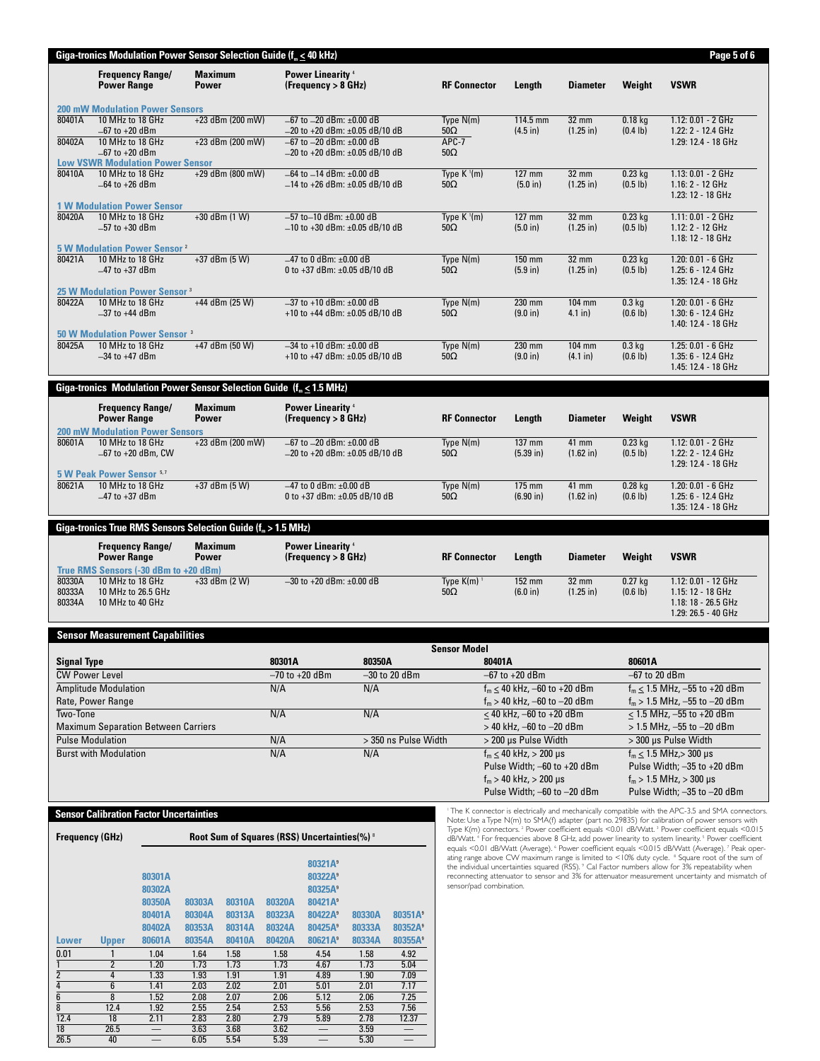## Giga-tronics Modulation Power Sensor Selection Guide ($f_m \leq 40$ kHz)

| | Frequency Range/ Power Range | Maximum Power | Power Linearity [4] (Frequency > 8 GHz) | RF Connector | Length | Diameter | Weight | VSWR |
|---|---|---|---|---|---|---|---|---|
| **200 mW Modulation Power Sensors** | | | | | | | | |
| 80401A | 10 MHz to 18 GHz<br>–67 to +20 dBm | +23 dBm (200 mW) | –67 to –20 dBm: ±0.00 dB<br>–20 to +20 dBm: ±0.05 dB/10 dB | Type N(m)<br>50Ω | 114.5 mm<br>(4.5 in) | 32 mm<br>(1.25 in) | 0.18 kg<br>(0.4 lb) | 1.12: 0.01 - 2 GHz<br>1.22: 2 - 12.4 GHz<br>1.29: 12.4 - 18 GHz |
| 80402A | 10 MHz to 18 GHz<br>–67 to +20 dBm | +23 dBm (200 mW) | –67 to –20 dBm: ±0.00 dB<br>–20 to +20 dBm: ±0.05 dB/10 dB | APC-7<br>50Ω | | | | |
| **Low VSWR Modulation Power Sensor** | | | | | | | | |
| 80410A | 10 MHz to 18 GHz<br>–64 to +26 dBm | +29 dBm (800 mW) | –64 to –14 dBm: ±0.00 dB<br>–14 to +26 dBm: ±0.05 dB/10 dB | Type K [1](m)<br>50Ω | 127 mm<br>(5.0 in) | 32 mm<br>(1.25 in) | 0.23 kg<br>(0.5 lb) | 1.13: 0.01 - 2 GHz<br>1.16: 2 - 12 GHz<br>1.23: 12 - 18 GHz |
| **1 W Modulation Power Sensor** | | | | | | | | |
| 80420A | 10 MHz to 18 GHz<br>–57 to +30 dBm | +30 dBm (1 W) | –57 to–10 dBm: ±0.00 dB<br>–10 to +30 dBm: ±0.05 dB/10 dB | Type K [1](m)<br>50Ω | 127 mm<br>(5.0 in) | 32 mm<br>(1.25 in) | 0.23 kg<br>(0.5 lb) | 1.11: 0.01 - 2 GHz<br>1.12: 2 - 12 GHz<br>1.18: 12 - 18 GHz |
| **5 W Modulation Power Sensor [2]** | | | | | | | | |
| 80421A | 10 MHz to 18 GHz<br>–47 to +37 dBm | +37 dBm (5 W) | –47 to 0 dBm: ±0.00 dB<br>0 to +37 dBm: ±0.05 dB/10 dB | Type N(m)<br>50Ω | 150 mm<br>(5.9 in) | 32 mm<br>(1.25 in) | 0.23 kg<br>(0.5 lb) | 1.20: 0.01 - 6 GHz<br>1.25: 6 - 12.4 GHz<br>1.35: 12.4 - 18 GHz |
| **25 W Modulation Power Sensor [3]** | | | | | | | | |
| 80422A | 10 MHz to 18 GHz<br>–37 to +44 dBm | +44 dBm (25 W) | –37 to +10 dBm: ±0.00 dB<br>+10 to +44 dBm: ±0.05 dB/10 dB | Type N(m)<br>50Ω | 230 mm<br>(9.0 in) | 104 mm<br>4.1 in) | 0.3 kg<br>(0.6 lb) | 1.20: 0.01 - 6 GHz<br>1.30: 6 - 12.4 GHz<br>1.40: 12.4 - 18 GHz |
| **50 W Modulation Power Sensor [3]** | | | | | | | | |
| 80425A | 10 MHz to 18 GHz<br>–34 to +47 dBm | +47 dBm (50 W) | –34 to +10 dBm: ±0.00 dB<br>+10 to +47 dBm: ±0.05 dB/10 dB | Type N(m)<br>50Ω | 230 mm<br>(9.0 in) | 104 mm<br>(4.1 in) | 0.3 kg<br>(0.6 lb) | 1.25: 0.01 - 6 GHz<br>1.35: 6 - 12.4 GHz<br>1.45: 12.4 - 18 GHz |

## Giga-tronics Modulation Power Sensor Selection Guide ($f_m \leq 1.5$ MHz)

| | Frequency Range/ Power Range | Maximum Power | Power Linearity [4] (Frequency > 8 GHz) | RF Connector | Length | Diameter | Weight | VSWR |
|---|---|---|---|---|---|---|---|---|
| **200 mW Modulation Power Sensors** | | | | | | | | |
| 80601A | 10 MHz to 18 GHz<br>–67 to +20 dBm, CW | +23 dBm (200 mW) | –67 to –20 dBm: ±0.00 dB<br>–20 to +20 dBm: ±0.05 dB/10 dB | Type N(m)<br>50Ω | 137 mm<br>(5.39 in) | 41 mm<br>(1.62 in) | 0.23 kg<br>(0.5 lb) | 1.12: 0.01 - 2 GHz<br>1.22: 2 - 12.4 GHz<br>1.29: 12.4 - 18 GHz |
| **5 W Peak Power Sensor [5,7]** | | | | | | | | |
| 80621A | 10 MHz to 18 GHz<br>–47 to +37 dBm | +37 dBm (5 W) | –47 to 0 dBm: ±0.00 dB<br>0 to +37 dBm: ±0.05 dB/10 dB | Type N(m)<br>50Ω | 175 mm<br>(6.90 in) | 41 mm<br>(1.62 in) | 0.28 kg<br>(0.6 lb) | 1.20: 0.01 - 6 GHz<br>1.25: 6 - 12.4 GHz<br>1.35: 12.4 - 18 GHz |

## Giga-tronics True RMS Sensors Selection Guide ($f_m > 1.5$ MHz)

| | Frequency Range/ Power Range | Maximum Power | Power Linearity [4] (Frequency > 8 GHz) | RF Connector | Length | Diameter | Weight | VSWR |
|---|---|---|---|---|---|---|---|---|
| **True RMS Sensors (-30 dBm to +20 dBm)** | | | | | | | | |
| 80330A<br>80333A<br>80334A | 10 MHz to 18 GHz<br>10 MHz to 26.5 GHz<br>10 MHz to 40 GHz | +33 dBm (2 W) | –30 to +20 dBm: ±0.00 dB | Type K(m) [1]<br>50Ω | 152 mm<br>(6.0 in) | 32 mm<br>(1.25 in) | 0.27 kg<br>(0.6 lb) | 1.12: 0.01 - 12 GHz<br>1.15: 12 - 18 GHz<br>1.18: 18 - 26.5 GHz<br>1.29: 26.5 - 40 GHz |

## Sensor Measurement Capabilities

| | Sensor Model | | | |
|---|---|---|---|---|
| **Signal Type** | **80301A** | **80350A** | **80401A** | **80601A** |
| CW Power Level | –70 to +20 dBm | –30 to 20 dBm | –67 to +20 dBm | –67 to 20 dBm |
| Amplitude Modulation Rate, Power Range | N/A | N/A | $f_m \leq 40$ kHz, –60 to +20 dBm<br>$f_m > 40$ kHz, –60 to –20 dBm | $f_m \leq 1.5$ MHz, –55 to +20 dBm<br>$f_m > 1.5$ MHz, –55 to –20 dBm |
| Two-Tone Maximum Separation Between Carriers | N/A | N/A | ≤ 40 kHz, –60 to +20 dBm<br>> 40 kHz, –60 to –20 dBm | ≤ 1.5 MHz, –55 to +20 dBm<br>> 1.5 MHz, –55 to –20 dBm |
| Pulse Modulation | N/A | > 350 ns Pulse Width | > 200 µs Pulse Width | > 300 µs Pulse Width |
| Burst with Modulation | N/A | N/A | $f_m \leq 40$ kHz, > 200 µs Pulse Width; –60 to +20 dBm<br>$f_m > 40$ kHz, > 200 µs Pulse Width; –60 to –20 dBm | $f_m \leq 1.5$ MHz,> 300 µs Pulse Width; –35 to +20 dBm<br>$f_m > 1.5$ MHz, > 300 µs Pulse Width; –35 to –20 dBm |

## Sensor Calibration Factor Uncertainties

| Frequency (GHz) | | Root Sum of Squares (RSS) Uncertainties(%) [8] | | | | | | |
|---|---|---|---|---|---|---|---|---|
| **Lower** | **Upper** | **80301A<br>80302A<br>80350A<br>80401A<br>80402A<br>80601A** | **80303A<br>80304A<br>80353A<br>80354A** | **80310A<br>80313A<br>80314A<br>80410A** | **80320A<br>80323A<br>80324A<br>80420A** | **80321A[9]<br>80322A[9]<br>80325A[9]<br>80421A[9]<br>80422A[9]<br>80425A[9]<br>80621A[9]** | **80330A<br>80333A<br>80334A** | **80351A[9]<br>80352A[9]<br>80355A[9]** |
| 0.01 | 1 | 1.04 | 1.64 | 1.58 | 1.58 | 4.54 | 1.58 | 4.92 |
| 1 | 2 | 1.20 | 1.73 | 1.73 | 1.73 | 4.67 | 1.73 | 5.04 |
| 2 | 4 | 1.33 | 1.93 | 1.91 | 1.91 | 4.89 | 1.90 | 7.09 |
| 4 | 6 | 1.41 | 2.03 | 2.02 | 2.01 | 5.01 | 2.01 | 7.17 |
| 6 | 8 | 1.52 | 2.08 | 2.07 | 2.06 | 5.12 | 2.06 | 7.25 |
| 8 | 12.4 | 1.92 | 2.55 | 2.54 | 2.53 | 5.56 | 2.53 | 7.56 |
| 12.4 | 18 | 2.11 | 2.83 | 2.80 | 2.79 | 5.89 | 2.78 | 12.37 |
| 18 | 26.5 | — | 3.63 | 3.68 | 3.62 | — | 3.59 | — |
| 26.5 | 40 | — | 6.05 | 5.54 | 5.39 | — | 5.30 | — |

[1] The K connector is electrically and mechanically compatible with the APC-3.5 and SMA connectors. Note: Use a Type N(m) to SMA(f) adapter (part no. 29835) for calibration of power sensors with Type K(m) connectors. [2] Power coefficient equals <0.01 dB/Watt. [3] Power coefficient equals <0.015 dB/Watt. [4] For frequencies above 8 GHz, add power linearity to system linearity. [5] Power coefficient equals <0.01 dB/Watt (Average). [6] Power coefficient equals <0.015 dB/Watt (Average). [7] Peak operating range above CW maximum range is limited to <10% duty cycle. [8] Square root of the sum of the individual uncertainties squared (RSS). [9] Cal Factor numbers allow for 3% repeatability when reconnecting attenuator to sensor and 3% for attenuator measurement uncertainty and mismatch of sensor/pad combination.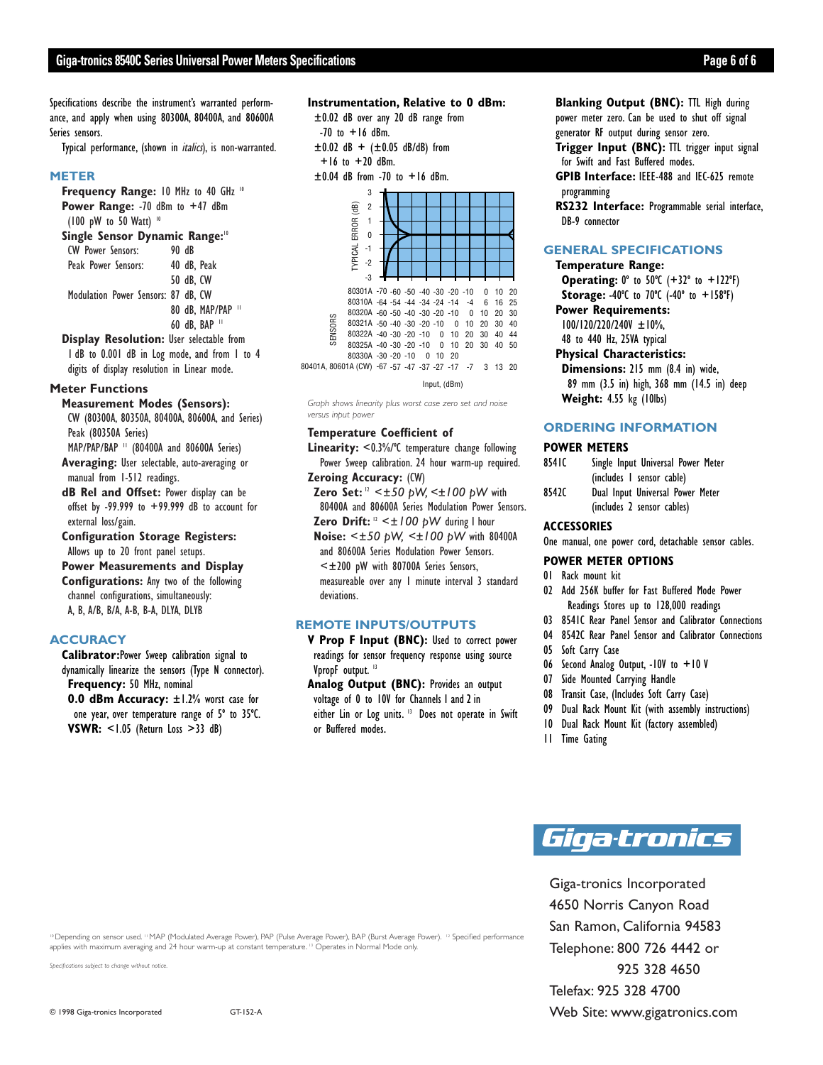Specifications describe the instrument's warranted performance, and apply when using 80300A, 80400A, and 80600A Series sensors.

Typical performance, (shown in *italics*), is non-warranted.

## METER

**Frequency Range:** 10 MHz to 40 GHz [10]

**Power Range:** -70 dBm to +47 dBm (100 pW to 50 Watt) [10]

**Single Sensor Dynamic Range:**[10]

| | |
|---|---|
| CW Power Sensors: | 90 dB |
| Peak Power Sensors: | 40 dB, Peak |
| | 50 dB, CW |
| Modulation Power Sensors: | 87 dB, CW |
| | 80 dB, MAP/PAP [11] |
| | 60 dB, BAP [11] |

**Display Resolution:** User selectable from 1 dB to 0.001 dB in Log mode, and from 1 to 4 digits of display resolution in Linear mode.

### Meter Functions

**Measurement Modes (Sensors):**
CW (80300A, 80350A, 80400A, 80600A, and Series)
Peak (80350A Series)
MAP/PAP/BAP [11] (80400A and 80600A Series)

**Averaging:** User selectable, auto-averaging or manual from 1-512 readings.

**dB Rel and Offset:** Power display can be offset by -99.999 to +99.999 dB to account for external loss/gain.

**Configuration Storage Registers:** Allows up to 20 front panel setups.

**Power Measurements and Display Configurations:** Any two of the following channel configurations, simultaneously:
A, B, A/B, B/A, A-B, B-A, DLYA, DLYB

## ACCURACY

**Calibrator:** Power Sweep calibration signal to dynamically linearize the sensors (Type N connector).

**Frequency:** 50 MHz, nominal

**0.0 dBm Accuracy:** ±1.2% worst case for one year, over temperature range of 5° to 35°C.

**VSWR:** <1.05 (Return Loss >33 dB)

**Instrumentation, Relative to 0 dBm:**
±0.02 dB over any 20 dB range from -70 to +16 dBm.
±0.02 dB + (±0.05 dB/dB) from +16 to +20 dBm.
±0.04 dB from -70 to +16 dBm.

TYPICAL ERROR (dB)
3
2
1
0
-1
-2
-3

SENSORS
80301A -70 -60 -50 -40 -30 -20 -10 0 10 20
80310A -64 -54 -44 -34 -24 -14 -4 6 16 25
80320A -60 -50 -40 -30 -20 -10 0 10 20 30
80321A -50 -40 -30 -20 -10 0 10 20 30 40
80322A -40 -30 -20 -10 0 10 20 30 40 44
80325A -40 -30 -20 -10 0 10 20 30 40 50
80330A -30 -20 -10 0 10 20
80401A, 80601A (CW) -67 -57 -47 -37 -27 -17 -7 3 13 20

Input, (dBm)

*Graph shows linearity plus worst case zero set and noise versus input power*

**Temperature Coefficient of Linearity:** <0.3%/°C temperature change following Power Sweep calibration. 24 hour warm-up required.

**Zeroing Accuracy:** (CW)

**Zero Set:** [12] *<±50 pW, <±100 pW* with 80400A and 80600A Series Modulation Power Sensors.

**Zero Drift:** [12] *<±100 pW* during 1 hour

**Noise:** *<±50 pW, <±100 pW* with 80400A and 80600A Series Modulation Power Sensors. <±200 pW with 80700A Series Sensors, measureable over any 1 minute interval 3 standard deviations.

## REMOTE INPUTS/OUTPUTS

**V Prop F Input (BNC):** Used to correct power readings for sensor frequency response using source VpropF output. [13]

**Analog Output (BNC):** Provides an output voltage of 0 to 10V for Channels 1 and 2 in either Lin or Log units. [13] Does not operate in Swift or Buffered modes.

**Blanking Output (BNC):** TTL High during power meter zero. Can be used to shut off signal generator RF output during sensor zero.

**Trigger Input (BNC):** TTL trigger input signal for Swift and Fast Buffered modes.

**GPIB Interface:** IEEE-488 and IEC-625 remote programming

**RS232 Interface:** Programmable serial interface, DB-9 connector

## GENERAL SPECIFICATIONS

**Temperature Range:**

**Operating:** 0° to 50°C (+32° to +122°F)

**Storage:** -40°C to 70°C (-40° to +158°F)

**Power Requirements:**
100/120/220/240V ±10%,
48 to 440 Hz, 25VA typical

**Physical Characteristics:**

**Dimensions:** 215 mm (8.4 in) wide, 89 mm (3.5 in) high, 368 mm (14.5 in) deep

**Weight:** 4.55 kg (10lbs)

## ORDERING INFORMATION

### POWER METERS

| | |
|---|---|
| 8541C | Single Input Universal Power Meter (includes 1 sensor cable) |
| 8542C | Dual Input Universal Power Meter (includes 2 sensor cables) |

### ACCESSORIES

One manual, one power cord, detachable sensor cables.

### POWER METER OPTIONS

| | |
|---|---|
| 01 | Rack mount kit |
| 02 | Add 256K buffer for Fast Buffered Mode Power Readings Stores up to 128,000 readings |
| 03 | 8541C Rear Panel Sensor and Calibrator Connections |
| 04 | 8542C Rear Panel Sensor and Calibrator Connections |
| 05 | Soft Carry Case |
| 06 | Second Analog Output, -10V to +10 V |
| 07 | Side Mounted Carrying Handle |
| 08 | Transit Case, (Includes Soft Carry Case) |
| 09 | Dual Rack Mount Kit (with assembly instructions) |
| 10 | Dual Rack Mount Kit (factory assembled) |
| 11 | Time Gating |

Giga-tronics

Giga-tronics Incorporated
4650 Norris Canyon Road
San Ramon, California 94583
Telephone: 800 726 4442 or
925 328 4650
Telefax: 925 328 4700
Web Site: www.gigatronics.com

[10] Depending on sensor used. [11] MAP (Modulated Average Power), PAP (Pulse Average Power), BAP (Burst Average Power). [12] Specified performance applies with maximum averaging and 24 hour warm-up at constant temperature. [13] Operates in Normal Mode only.

*Specifications subject to change without notice.*

© 1998 Giga-tronics Incorporated GT-152-A